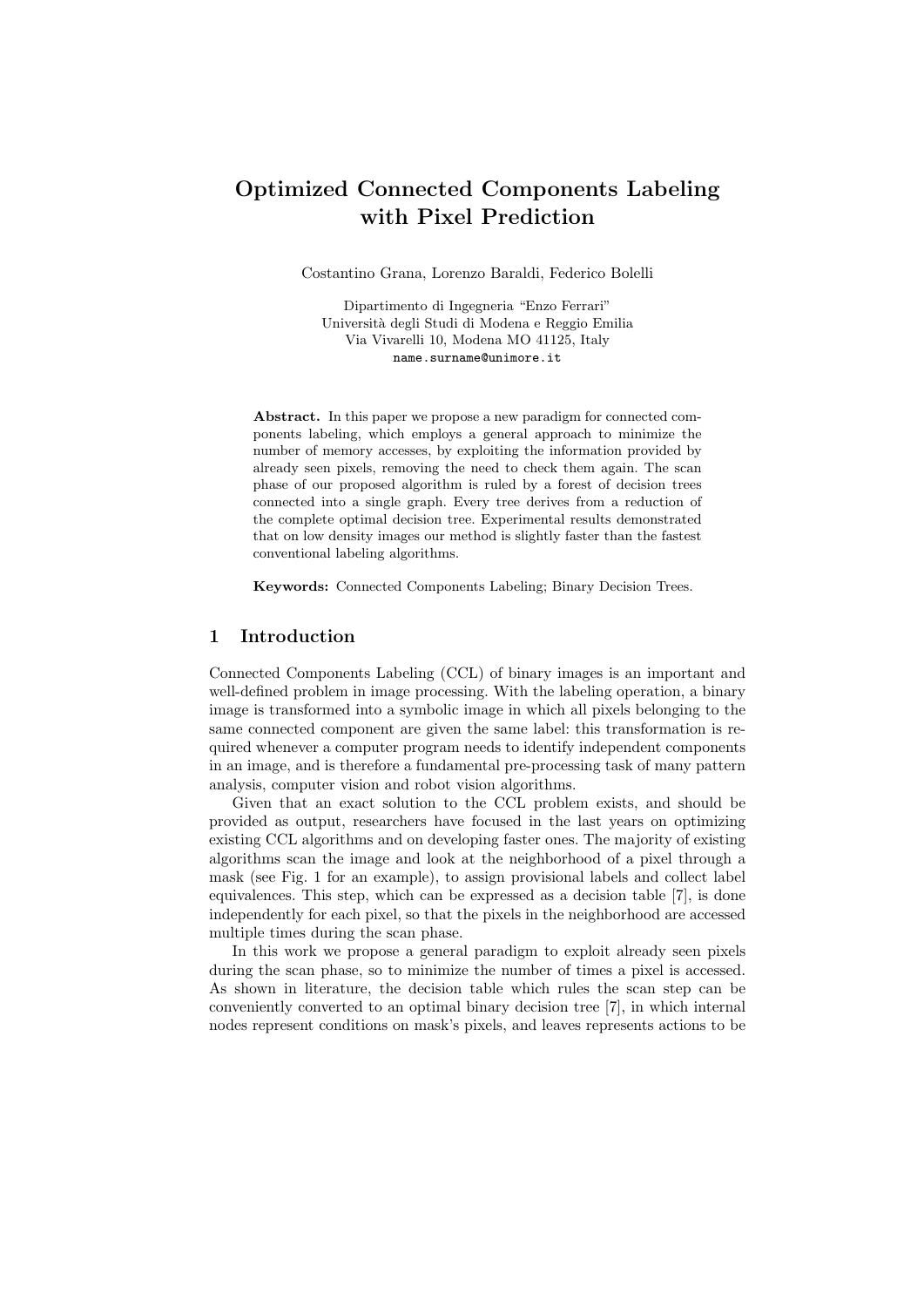# Optimized Connected Components Labeling with Pixel Prediction

Costantino Grana, Lorenzo Baraldi, Federico Bolelli

Dipartimento di Ingegneria "Enzo Ferrari"
Università degli Studi di Modena e Reggio Emilia
Via Vivarelli 10, Modena MO 41125, Italy
name.surname@unimore.it

**Abstract.** In this paper we propose a new paradigm for connected components labeling, which employs a general approach to minimize the number of memory accesses, by exploiting the information provided by already seen pixels, removing the need to check them again. The scan phase of our proposed algorithm is ruled by a forest of decision trees connected into a single graph. Every tree derives from a reduction of the complete optimal decision tree. Experimental results demonstrated that on low density images our method is slightly faster than the fastest conventional labeling algorithms.

**Keywords:** Connected Components Labeling; Binary Decision Trees.

## 1 Introduction

Connected Components Labeling (CCL) of binary images is an important and well-defined problem in image processing. With the labeling operation, a binary image is transformed into a symbolic image in which all pixels belonging to the same connected component are given the same label: this transformation is required whenever a computer program needs to identify independent components in an image, and is therefore a fundamental pre-processing task of many pattern analysis, computer vision and robot vision algorithms.

Given that an exact solution to the CCL problem exists, and should be provided as output, researchers have focused in the last years on optimizing existing CCL algorithms and on developing faster ones. The majority of existing algorithms scan the image and look at the neighborhood of a pixel through a mask (see Fig. 1 for an example), to assign provisional labels and collect label equivalences. This step, which can be expressed as a decision table [7], is done independently for each pixel, so that the pixels in the neighborhood are accessed multiple times during the scan phase.

In this work we propose a general paradigm to exploit already seen pixels during the scan phase, so to minimize the number of times a pixel is accessed. As shown in literature, the decision table which rules the scan step can be conveniently converted to an optimal binary decision tree [7], in which internal nodes represent conditions on mask's pixels, and leaves represents actions to be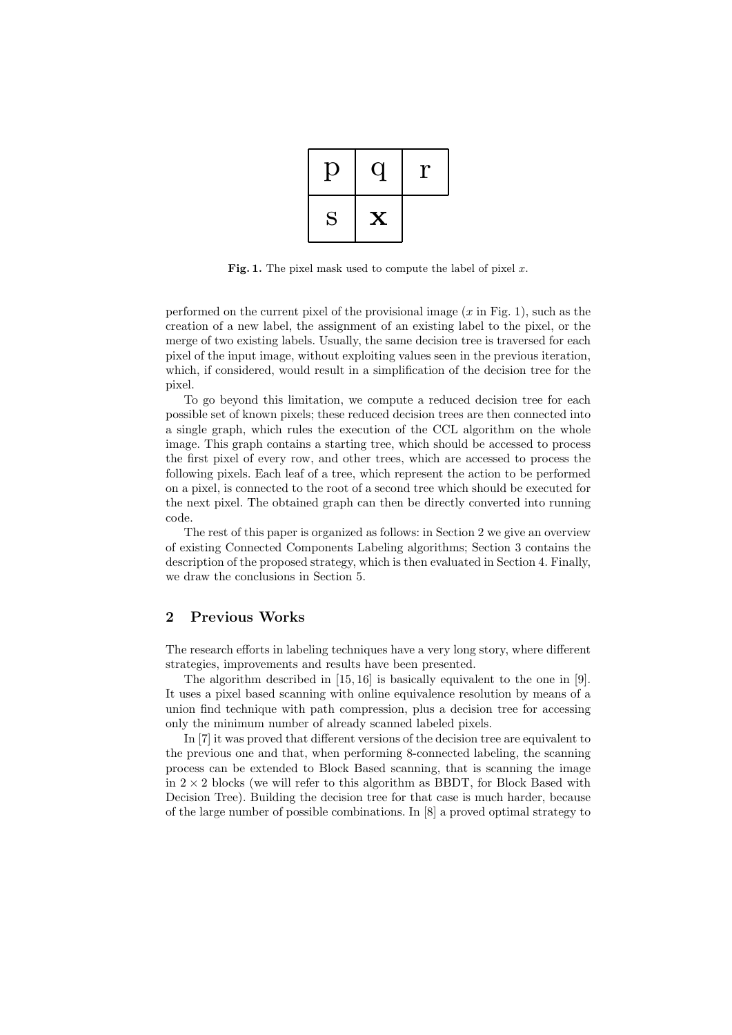| p | q | r |
|---|---|---|
| s | **x** | |

**Fig. 1.** The pixel mask used to compute the label of pixel $x$.

performed on the current pixel of the provisional image ($x$ in Fig. 1), such as the creation of a new label, the assignment of an existing label to the pixel, or the merge of two existing labels. Usually, the same decision tree is traversed for each pixel of the input image, without exploiting values seen in the previous iteration, which, if considered, would result in a simplification of the decision tree for the pixel.

To go beyond this limitation, we compute a reduced decision tree for each possible set of known pixels; these reduced decision trees are then connected into a single graph, which rules the execution of the CCL algorithm on the whole image. This graph contains a starting tree, which should be accessed to process the first pixel of every row, and other trees, which are accessed to process the following pixels. Each leaf of a tree, which represent the action to be performed on a pixel, is connected to the root of a second tree which should be executed for the next pixel. The obtained graph can then be directly converted into running code.

The rest of this paper is organized as follows: in Section 2 we give an overview of existing Connected Components Labeling algorithms; Section 3 contains the description of the proposed strategy, which is then evaluated in Section 4. Finally, we draw the conclusions in Section 5.

## 2 Previous Works

The research efforts in labeling techniques have a very long story, where different strategies, improvements and results have been presented.

The algorithm described in [15, 16] is basically equivalent to the one in [9]. It uses a pixel based scanning with online equivalence resolution by means of a union find technique with path compression, plus a decision tree for accessing only the minimum number of already scanned labeled pixels.

In [7] it was proved that different versions of the decision tree are equivalent to the previous one and that, when performing 8-connected labeling, the scanning process can be extended to Block Based scanning, that is scanning the image in $2 \times 2$ blocks (we will refer to this algorithm as BBDT, for Block Based with Decision Tree). Building the decision tree for that case is much harder, because of the large number of possible combinations. In [8] a proved optimal strategy to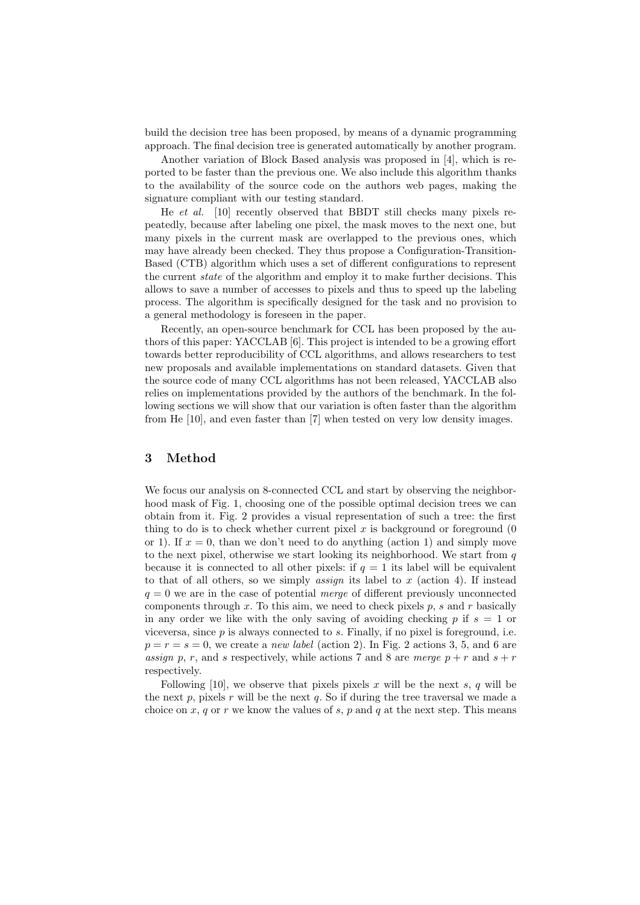build the decision tree has been proposed, by means of a dynamic programming approach. The final decision tree is generated automatically by another program.

Another variation of Block Based analysis was proposed in [4], which is reported to be faster than the previous one. We also include this algorithm thanks to the availability of the source code on the authors web pages, making the signature compliant with our testing standard.

He *et al.* [10] recently observed that BBDT still checks many pixels repeatedly, because after labeling one pixel, the mask moves to the next one, but many pixels in the current mask are overlapped to the previous ones, which may have already been checked. They thus propose a Configuration-Transition-Based (CTB) algorithm which uses a set of different configurations to represent the current *state* of the algorithm and employ it to make further decisions. This allows to save a number of accesses to pixels and thus to speed up the labeling process. The algorithm is specifically designed for the task and no provision to a general methodology is foreseen in the paper.

Recently, an open-source benchmark for CCL has been proposed by the authors of this paper: YACCLAB [6]. This project is intended to be a growing effort towards better reproducibility of CCL algorithms, and allows researchers to test new proposals and available implementations on standard datasets. Given that the source code of many CCL algorithms has not been released, YACCLAB also relies on implementations provided by the authors of the benchmark. In the following sections we will show that our variation is often faster than the algorithm from He [10], and even faster than [7] when tested on very low density images.

## 3 Method

We focus our analysis on 8-connected CCL and start by observing the neighborhood mask of Fig. 1, choosing one of the possible optimal decision trees we can obtain from it. Fig. 2 provides a visual representation of such a tree: the first thing to do is to check whether current pixel $x$ is background or foreground (0 or 1). If $x = 0$, than we don't need to do anything (action 1) and simply move to the next pixel, otherwise we start looking its neighborhood. We start from $q$ because it is connected to all other pixels: if $q = 1$ its label will be equivalent to that of all others, so we simply *assign* its label to $x$ (action 4). If instead $q = 0$ we are in the case of potential *merge* of different previously unconnected components through $x$. To this aim, we need to check pixels $p$, $s$ and $r$ basically in any order we like with the only saving of avoiding checking $p$ if $s = 1$ or viceversa, since $p$ is always connected to $s$. Finally, if no pixel is foreground, i.e. $p = r = s = 0$, we create a *new label* (action 2). In Fig. 2 actions 3, 5, and 6 are *assign* $p$, $r$, and $s$ respectively, while actions 7 and 8 are *merge* $p + r$ and $s + r$ respectively.

Following [10], we observe that pixels pixels $x$ will be the next $s$, $q$ will be the next $p$, pixels $r$ will be the next $q$. So if during the tree traversal we made a choice on $x$, $q$ or $r$ we know the values of $s$, $p$ and $q$ at the next step. This means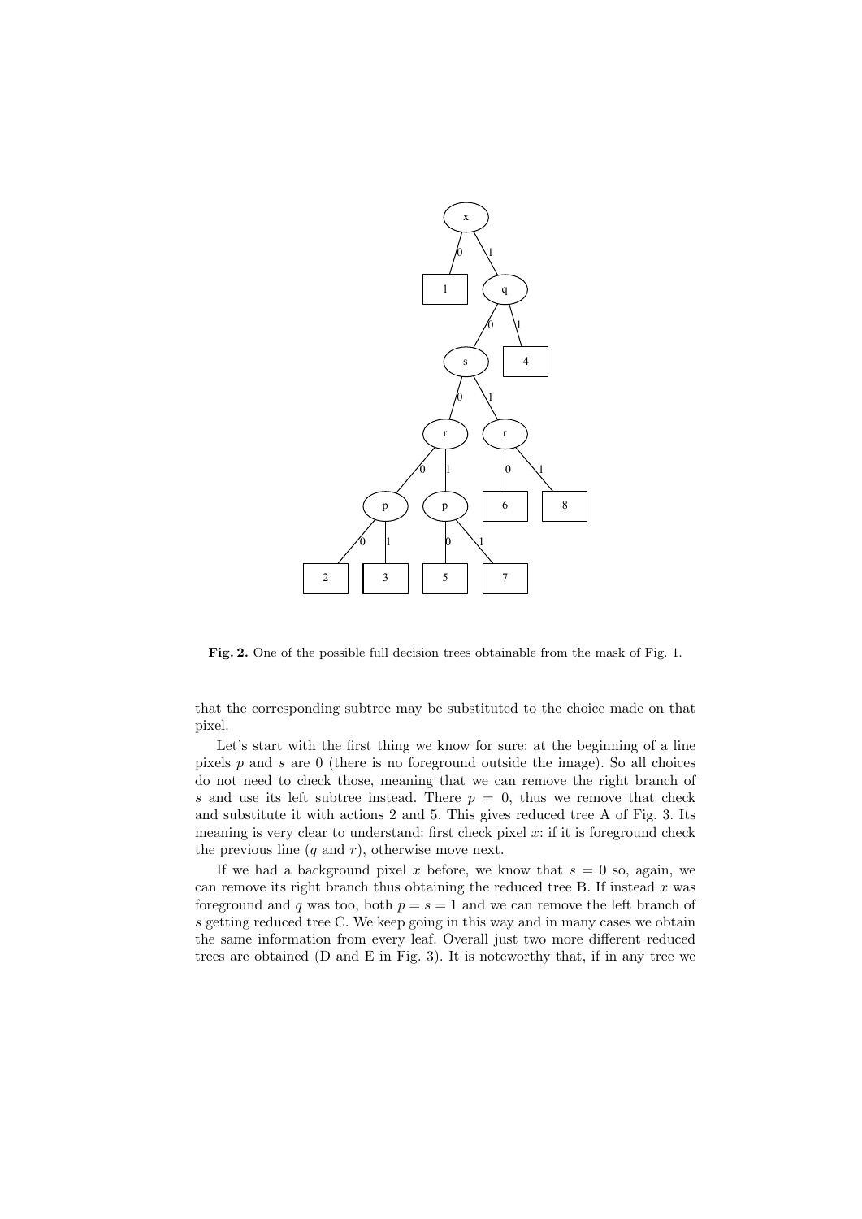**Fig. 2.** One of the possible full decision trees obtainable from the mask of Fig. 1.

that the corresponding subtree may be substituted to the choice made on that pixel.

Let's start with the first thing we know for sure: at the beginning of a line pixels $p$ and $s$ are 0 (there is no foreground outside the image). So all choices do not need to check those, meaning that we can remove the right branch of $s$ and use its left subtree instead. There $p = 0$, thus we remove that check and substitute it with actions 2 and 5. This gives reduced tree A of Fig. 3. Its meaning is very clear to understand: first check pixel $x$: if it is foreground check the previous line ($q$ and $r$), otherwise move next.

If we had a background pixel $x$ before, we know that $s = 0$ so, again, we can remove its right branch thus obtaining the reduced tree B. If instead $x$ was foreground and $q$ was too, both $p = s = 1$ and we can remove the left branch of $s$ getting reduced tree C. We keep going in this way and in many cases we obtain the same information from every leaf. Overall just two more different reduced trees are obtained (D and E in Fig. 3). It is noteworthy that, if in any tree we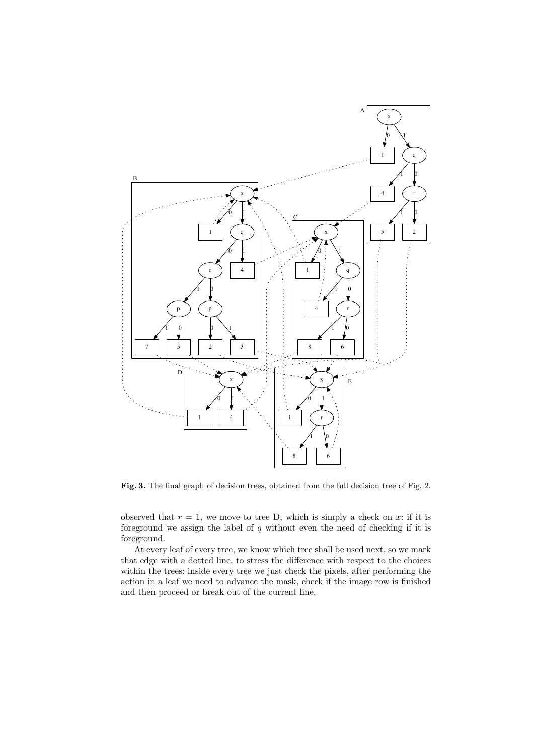**Fig. 3.** The final graph of decision trees, obtained from the full decision tree of Fig. 2.

observed that $r = 1$, we move to tree D, which is simply a check on $x$: if it is foreground we assign the label of $q$ without even the need of checking if it is foreground.

At every leaf of every tree, we know which tree shall be used next, so we mark that edge with a dotted line, to stress the difference with respect to the choices within the trees: inside every tree we just check the pixels, after performing the action in a leaf we need to advance the mask, check if the image row is finished and then proceed or break out of the current line.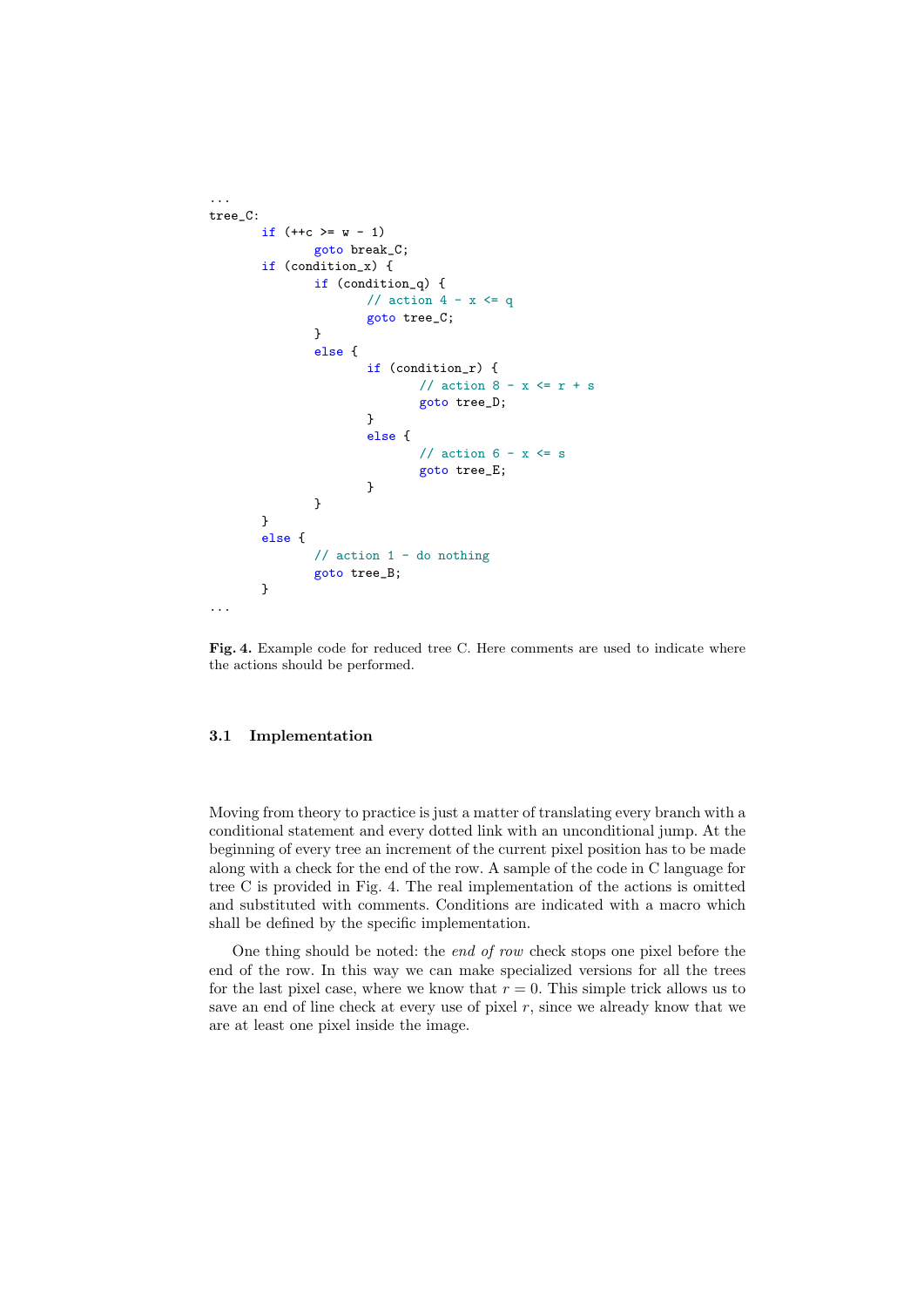```c
...
tree_C:
	if (++c >= w - 1)
		goto break_C;
	if (condition_x) {
		if (condition_q) {
			// action 4 - x <= q
			goto tree_C;
		}
		else {
			if (condition_r) {
				// action 8 - x <= r + s
				goto tree_D;
			}
			else {
				// action 6 - x <= s
				goto tree_E;
			}
		}
	}
	else {
		// action 1 - do nothing
		goto tree_B;
	}
...
```

**Fig. 4.** Example code for reduced tree C. Here comments are used to indicate where the actions should be performed.

### 3.1 Implementation

Moving from theory to practice is just a matter of translating every branch with a conditional statement and every dotted link with an unconditional jump. At the beginning of every tree an increment of the current pixel position has to be made along with a check for the end of the row. A sample of the code in C language for tree C is provided in Fig. 4. The real implementation of the actions is omitted and substituted with comments. Conditions are indicated with a macro which shall be defined by the specific implementation.

One thing should be noted: the *end of row* check stops one pixel before the end of the row. In this way we can make specialized versions for all the trees for the last pixel case, where we know that $r = 0$. This simple trick allows us to save an end of line check at every use of pixel $r$, since we already know that we are at least one pixel inside the image.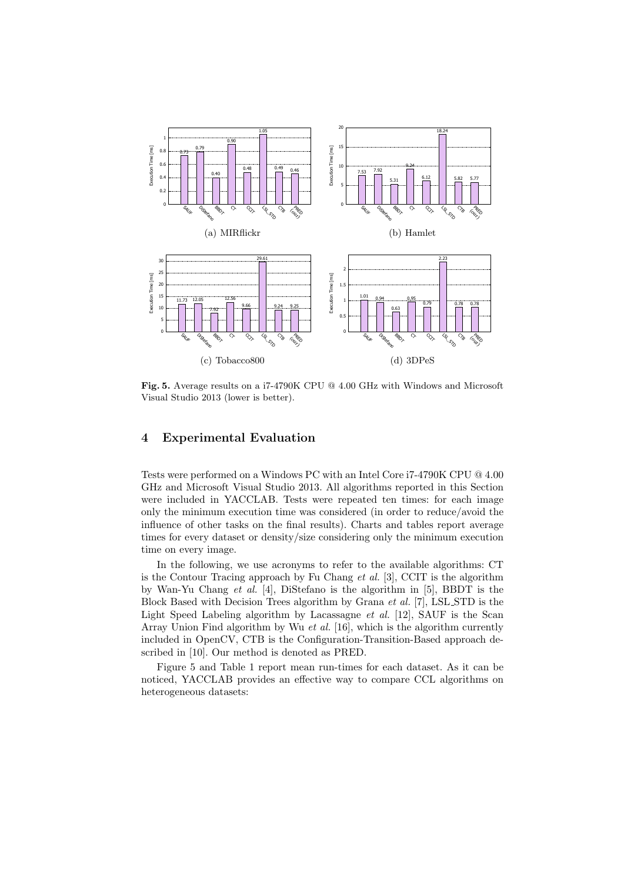**Fig. 5.** Average results on a i7-4790K CPU @ 4.00 GHz with Windows and Microsoft Visual Studio 2013 (lower is better).

## 4 Experimental Evaluation

Tests were performed on a Windows PC with an Intel Core i7-4790K CPU @ 4.00 GHz and Microsoft Visual Studio 2013. All algorithms reported in this Section were included in YACCLAB. Tests were repeated ten times: for each image only the minimum execution time was considered (in order to reduce/avoid the influence of other tasks on the final results). Charts and tables report average times for every dataset or density/size considering only the minimum execution time on every image.

In the following, we use acronyms to refer to the available algorithms: CT is the Contour Tracing approach by Fu Chang *et al.* [3], CCIT is the algorithm by Wan-Yu Chang *et al.* [4], DiStefano is the algorithm in [5], BBDT is the Block Based with Decision Trees algorithm by Grana *et al.* [7], LSL_STD is the Light Speed Labeling algorithm by Lacassagne *et al.* [12], SAUF is the Scan Array Union Find algorithm by Wu *et al.* [16], which is the algorithm currently included in OpenCV, CTB is the Configuration-Transition-Based approach described in [10]. Our method is denoted as PRED.

Figure 5 and Table 1 report mean run-times for each dataset. As it can be noticed, YACCLAB provides an effective way to compare CCL algorithms on heterogeneous datasets: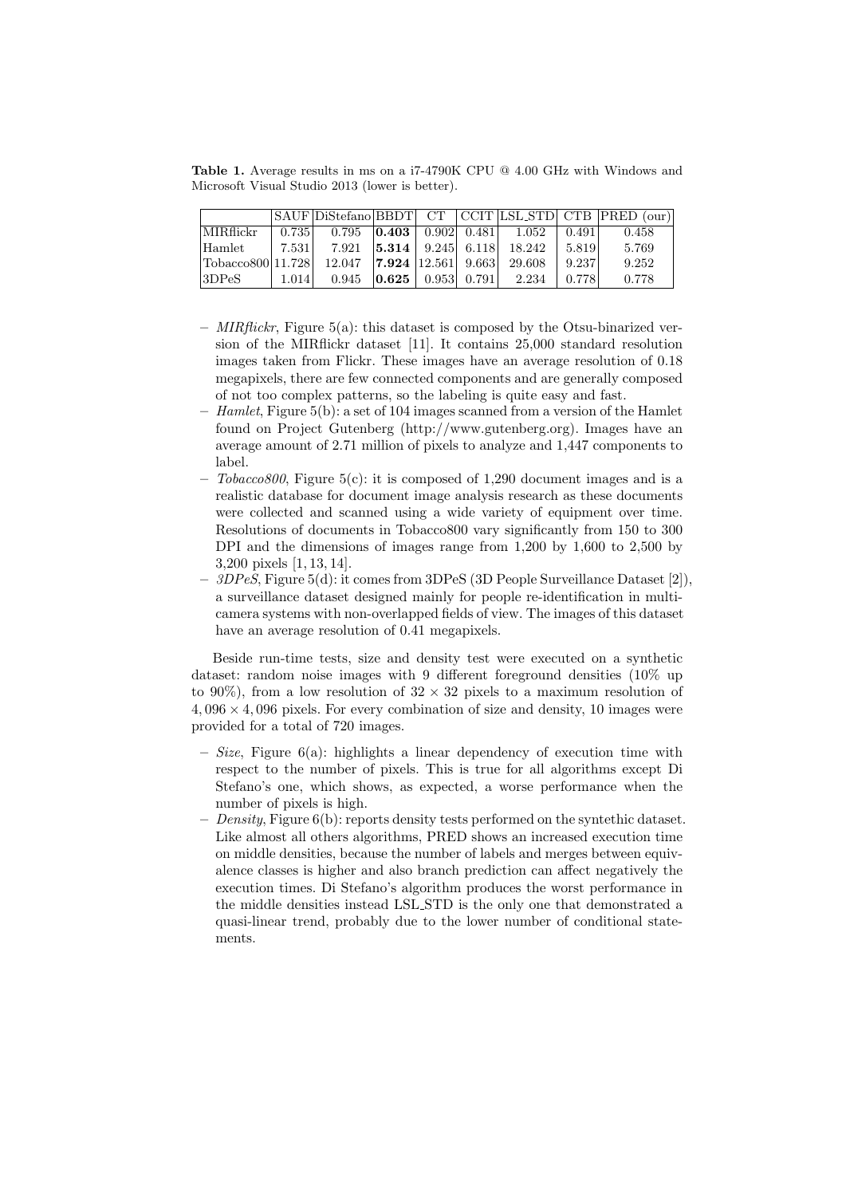**Table 1.** Average results in ms on a i7-4790K CPU @ 4.00 GHz with Windows and Microsoft Visual Studio 2013 (lower is better).

| | SAUF | DiStefano | BBDT | CT | CCIT | LSL_STD | CTB | PRED (our) |
|---|---|---|---|---|---|---|---|---|
| MIRflickr | 0.735 | 0.795 | **0.403** | 0.902 | 0.481 | 1.052 | 0.491 | 0.458 |
| Hamlet | 7.531 | 7.921 | **5.314** | 9.245 | 6.118 | 18.242 | 5.819 | 5.769 |
| Tobacco800 | 11.728 | 12.047 | **7.924** | 12.561 | 9.663 | 29.608 | 9.237 | 9.252 |
| 3DPeS | 1.014 | 0.945 | **0.625** | 0.953 | 0.791 | 2.234 | 0.778 | 0.778 |

- *MIRflickr*, Figure 5(a): this dataset is composed by the Otsu-binarized version of the MIRflickr dataset [11]. It contains 25,000 standard resolution images taken from Flickr. These images have an average resolution of 0.18 megapixels, there are few connected components and are generally composed of not too complex patterns, so the labeling is quite easy and fast.
- *Hamlet*, Figure 5(b): a set of 104 images scanned from a version of the Hamlet found on Project Gutenberg (http://www.gutenberg.org). Images have an average amount of 2.71 million of pixels to analyze and 1,447 components to label.
- *Tobacco800*, Figure 5(c): it is composed of 1,290 document images and is a realistic database for document image analysis research as these documents were collected and scanned using a wide variety of equipment over time. Resolutions of documents in Tobacco800 vary significantly from 150 to 300 DPI and the dimensions of images range from 1,200 by 1,600 to 2,500 by 3,200 pixels [1, 13, 14].
- *3DPeS*, Figure 5(d): it comes from 3DPeS (3D People Surveillance Dataset [2]), a surveillance dataset designed mainly for people re-identification in multi-camera systems with non-overlapped fields of view. The images of this dataset have an average resolution of 0.41 megapixels.

Beside run-time tests, size and density test were executed on a synthetic dataset: random noise images with 9 different foreground densities (10% up to 90%), from a low resolution of $32 \times 32$ pixels to a maximum resolution of $4,096 \times 4,096$ pixels. For every combination of size and density, 10 images were provided for a total of 720 images.

- *Size*, Figure 6(a): highlights a linear dependency of execution time with respect to the number of pixels. This is true for all algorithms except Di Stefano's one, which shows, as expected, a worse performance when the number of pixels is high.
- *Density*, Figure 6(b): reports density tests performed on the syntethic dataset. Like almost all others algorithms, PRED shows an increased execution time on middle densities, because the number of labels and merges between equivalence classes is higher and also branch prediction can affect negatively the execution times. Di Stefano's algorithm produces the worst performance in the middle densities instead LSL_STD is the only one that demonstrated a quasi-linear trend, probably due to the lower number of conditional statements.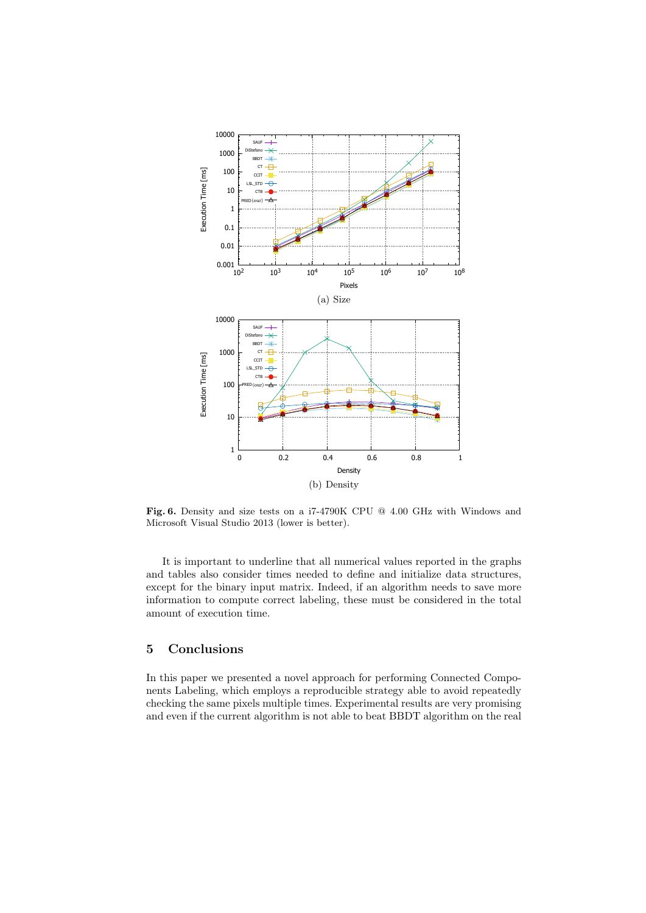(a) Size

(b) Density

**Fig. 6.** Density and size tests on a i7-4790K CPU @ 4.00 GHz with Windows and Microsoft Visual Studio 2013 (lower is better).

It is important to underline that all numerical values reported in the graphs and tables also consider times needed to define and initialize data structures, except for the binary input matrix. Indeed, if an algorithm needs to save more information to compute correct labeling, these must be considered in the total amount of execution time.

## 5 Conclusions

In this paper we presented a novel approach for performing Connected Components Labeling, which employs a reproducible strategy able to avoid repeatedly checking the same pixels multiple times. Experimental results are very promising and even if the current algorithm is not able to beat BBDT algorithm on the real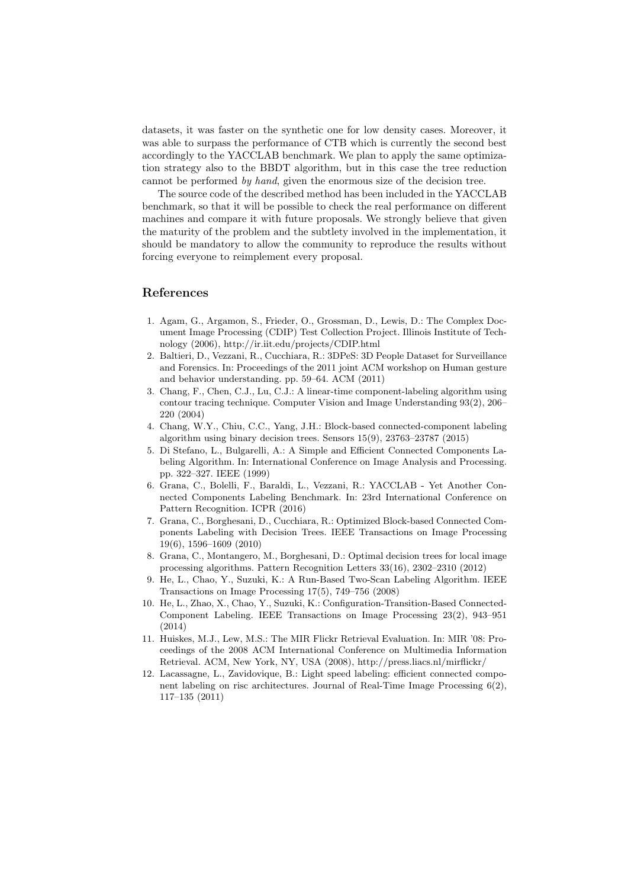datasets, it was faster on the synthetic one for low density cases. Moreover, it was able to surpass the performance of CTB which is currently the second best accordingly to the YACCLAB benchmark. We plan to apply the same optimization strategy also to the BBDT algorithm, but in this case the tree reduction cannot be performed *by hand*, given the enormous size of the decision tree.

The source code of the described method has been included in the YACCLAB benchmark, so that it will be possible to check the real performance on different machines and compare it with future proposals. We strongly believe that given the maturity of the problem and the subtlety involved in the implementation, it should be mandatory to allow the community to reproduce the results without forcing everyone to reimplement every proposal.

## References

1. Agam, G., Argamon, S., Frieder, O., Grossman, D., Lewis, D.: The Complex Document Image Processing (CDIP) Test Collection Project. Illinois Institute of Technology (2006), http://ir.iit.edu/projects/CDIP.html
2. Baltieri, D., Vezzani, R., Cucchiara, R.: 3DPeS: 3D People Dataset for Surveillance and Forensics. In: Proceedings of the 2011 joint ACM workshop on Human gesture and behavior understanding. pp. 59–64. ACM (2011)
3. Chang, F., Chen, C.J., Lu, C.J.: A linear-time component-labeling algorithm using contour tracing technique. Computer Vision and Image Understanding 93(2), 206–220 (2004)
4. Chang, W.Y., Chiu, C.C., Yang, J.H.: Block-based connected-component labeling algorithm using binary decision trees. Sensors 15(9), 23763–23787 (2015)
5. Di Stefano, L., Bulgarelli, A.: A Simple and Efficient Connected Components Labeling Algorithm. In: International Conference on Image Analysis and Processing. pp. 322–327. IEEE (1999)
6. Grana, C., Bolelli, F., Baraldi, L., Vezzani, R.: YACCLAB - Yet Another Connected Components Labeling Benchmark. In: 23rd International Conference on Pattern Recognition. ICPR (2016)
7. Grana, C., Borghesani, D., Cucchiara, R.: Optimized Block-based Connected Components Labeling with Decision Trees. IEEE Transactions on Image Processing 19(6), 1596–1609 (2010)
8. Grana, C., Montangero, M., Borghesani, D.: Optimal decision trees for local image processing algorithms. Pattern Recognition Letters 33(16), 2302–2310 (2012)
9. He, L., Chao, Y., Suzuki, K.: A Run-Based Two-Scan Labeling Algorithm. IEEE Transactions on Image Processing 17(5), 749–756 (2008)
10. He, L., Zhao, X., Chao, Y., Suzuki, K.: Configuration-Transition-Based Connected-Component Labeling. IEEE Transactions on Image Processing 23(2), 943–951 (2014)
11. Huiskes, M.J., Lew, M.S.: The MIR Flickr Retrieval Evaluation. In: MIR '08: Proceedings of the 2008 ACM International Conference on Multimedia Information Retrieval. ACM, New York, NY, USA (2008), http://press.liacs.nl/mirflickr/
12. Lacassagne, L., Zavidovique, B.: Light speed labeling: efficient connected component labeling on risc architectures. Journal of Real-Time Image Processing 6(2), 117–135 (2011)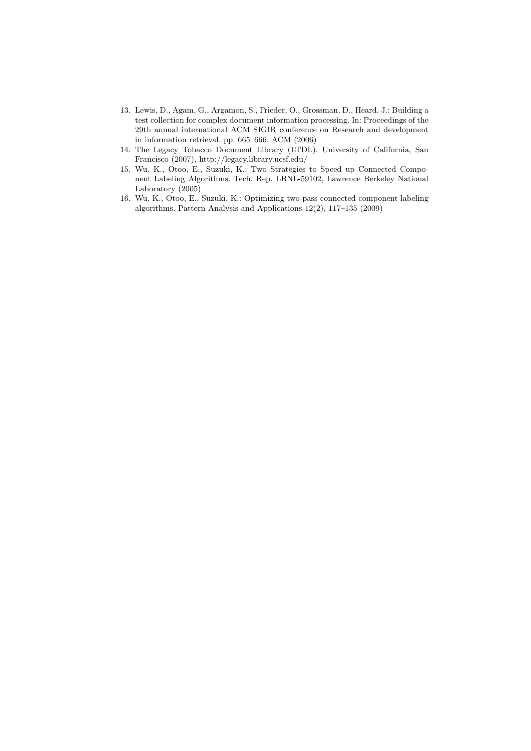13. Lewis, D., Agam, G., Argamon, S., Frieder, O., Grossman, D., Heard, J.: Building a test collection for complex document information processing. In: Proceedings of the 29th annual international ACM SIGIR conference on Research and development in information retrieval. pp. 665–666. ACM (2006)
14. The Legacy Tobacco Document Library (LTDL). University of California, San Francisco (2007), http://legacy.library.ucsf.edu/
15. Wu, K., Otoo, E., Suzuki, K.: Two Strategies to Speed up Connected Component Labeling Algorithms. Tech. Rep. LBNL-59102, Lawrence Berkeley National Laboratory (2005)
16. Wu, K., Otoo, E., Suzuki, K.: Optimizing two-pass connected-component labeling algorithms. Pattern Analysis and Applications 12(2), 117–135 (2009)